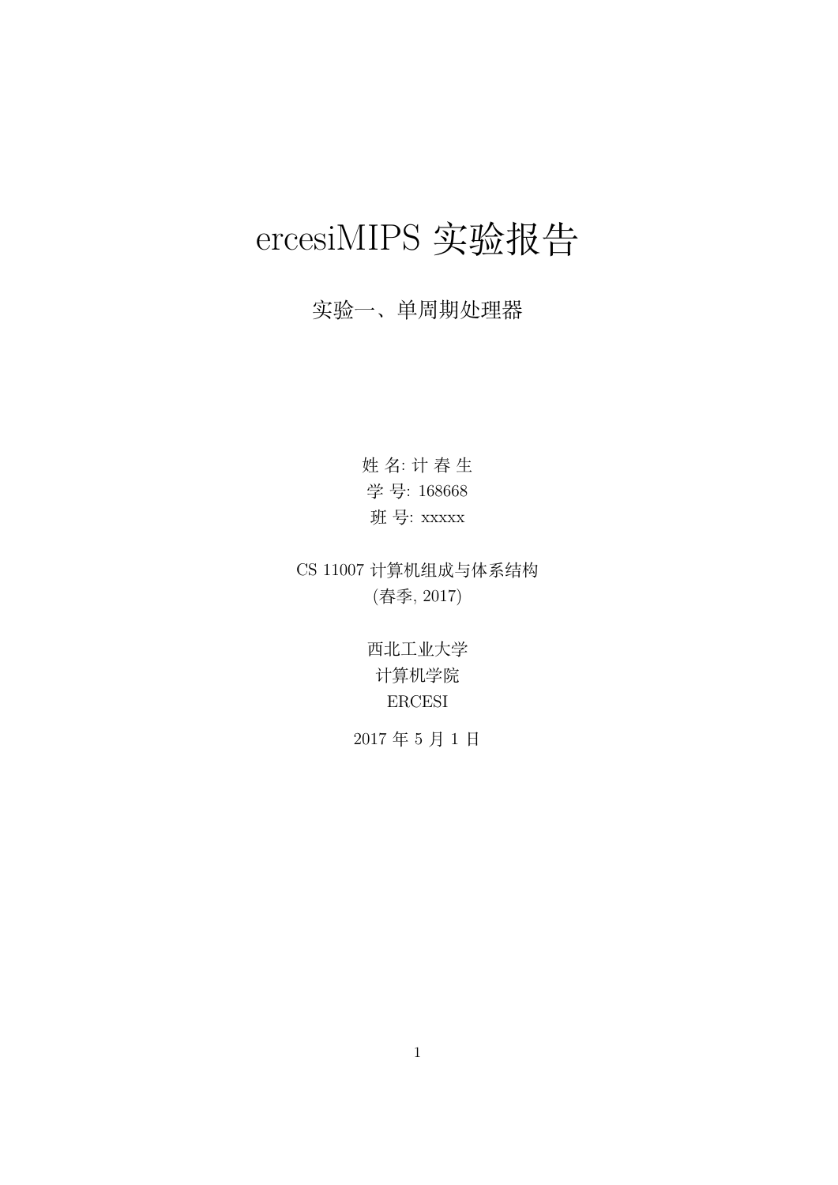# ercesiMIPS 实验报告

## 实验一、单周期处理器

姓 名: 计 春 生
学 号: 168668
班 号: xxxxx

CS 11007 计算机组成与体系结构
(春季, 2017)

西北工业大学
计算机学院
ERCESI

2017 年 5 月 1 日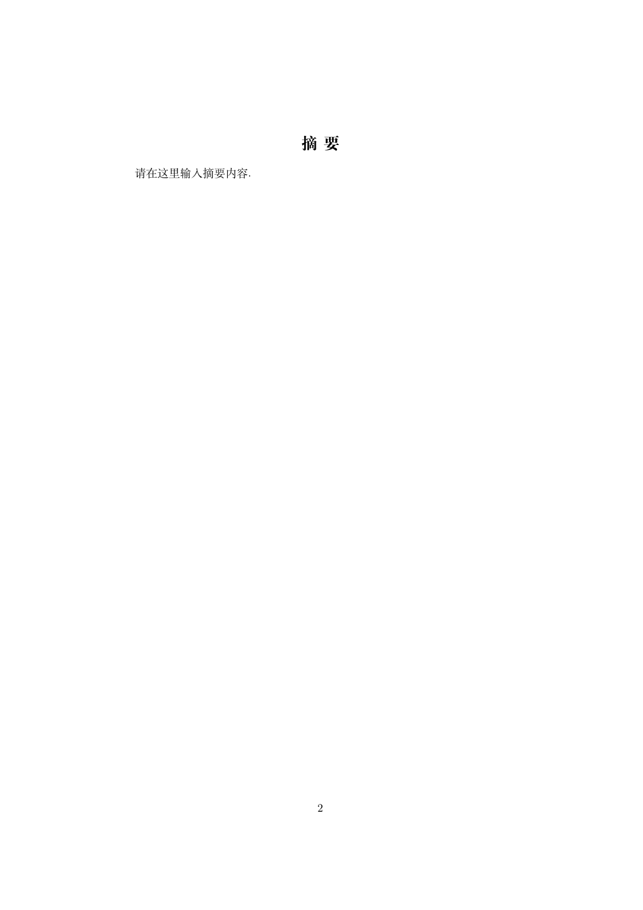# 摘 要

请在这里输入摘要内容.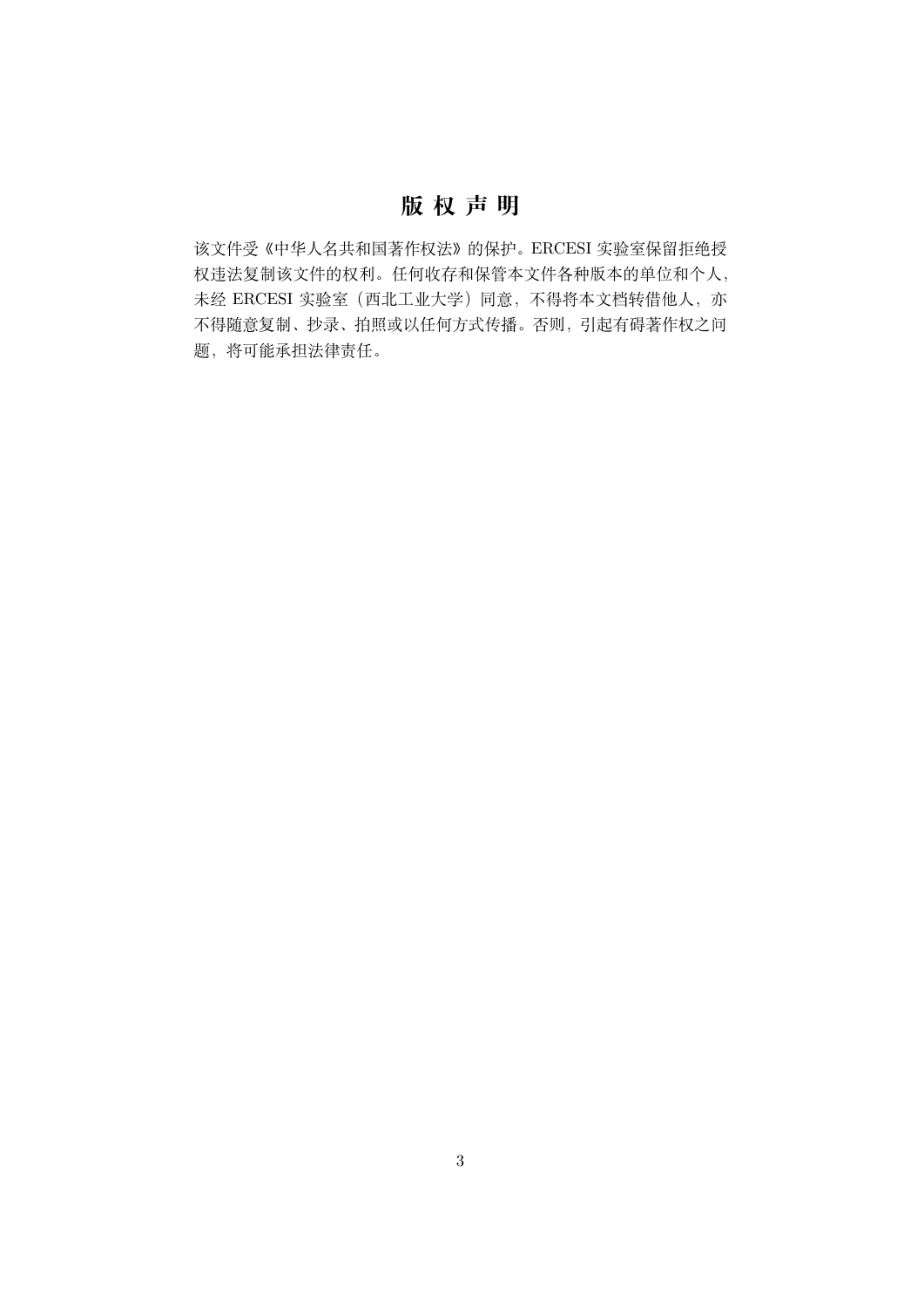# 版 权 声 明

该文件受《中华人名共和国著作权法》的保护。ERCESI 实验室保留拒绝授权违法复制该文件的权利。任何收存和保管本文件各种版本的单位和个人，未经 ERCESI 实验室（西北工业大学）同意，不得将本文档转借他人，亦不得随意复制、抄录、拍照或以任何方式传播。否则，引起有碍著作权之问题，将可能承担法律责任。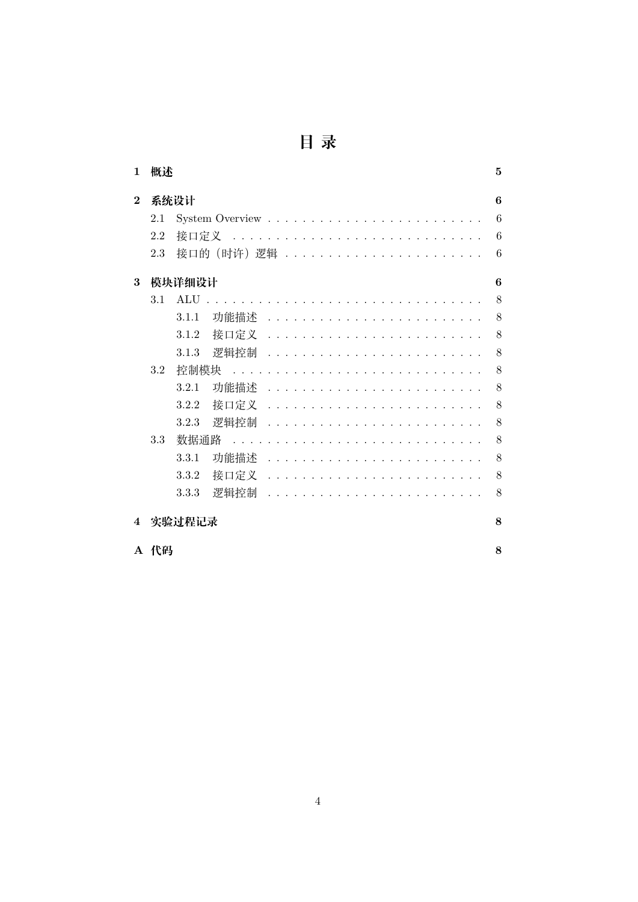# 目 录

**1 概述** **5**

**2 系统设计** **6**

- 2.1 System Overview . . . . . . . . . . . . . . . . . . . . . . . . . . 6
- 2.2 接口定义 . . . . . . . . . . . . . . . . . . . . . . . . . . . . . . 6
- 2.3 接口的（时许）逻辑 . . . . . . . . . . . . . . . . . . . . . . . . 6

**3 模块详细设计** **6**

- 3.1 ALU . . . . . . . . . . . . . . . . . . . . . . . . . . . . . . . . 8
  - 3.1.1 功能描述 . . . . . . . . . . . . . . . . . . . . . . . . . . 8
  - 3.1.2 接口定义 . . . . . . . . . . . . . . . . . . . . . . . . . . 8
  - 3.1.3 逻辑控制 . . . . . . . . . . . . . . . . . . . . . . . . . . 8
- 3.2 控制模块 . . . . . . . . . . . . . . . . . . . . . . . . . . . . . . 8
  - 3.2.1 功能描述 . . . . . . . . . . . . . . . . . . . . . . . . . . 8
  - 3.2.2 接口定义 . . . . . . . . . . . . . . . . . . . . . . . . . . 8
  - 3.2.3 逻辑控制 . . . . . . . . . . . . . . . . . . . . . . . . . . 8
- 3.3 数据通路 . . . . . . . . . . . . . . . . . . . . . . . . . . . . . . 8
  - 3.3.1 功能描述 . . . . . . . . . . . . . . . . . . . . . . . . . . 8
  - 3.3.2 接口定义 . . . . . . . . . . . . . . . . . . . . . . . . . . 8
  - 3.3.3 逻辑控制 . . . . . . . . . . . . . . . . . . . . . . . . . . 8

**4 实验过程记录** **8**

**A 代码** **8**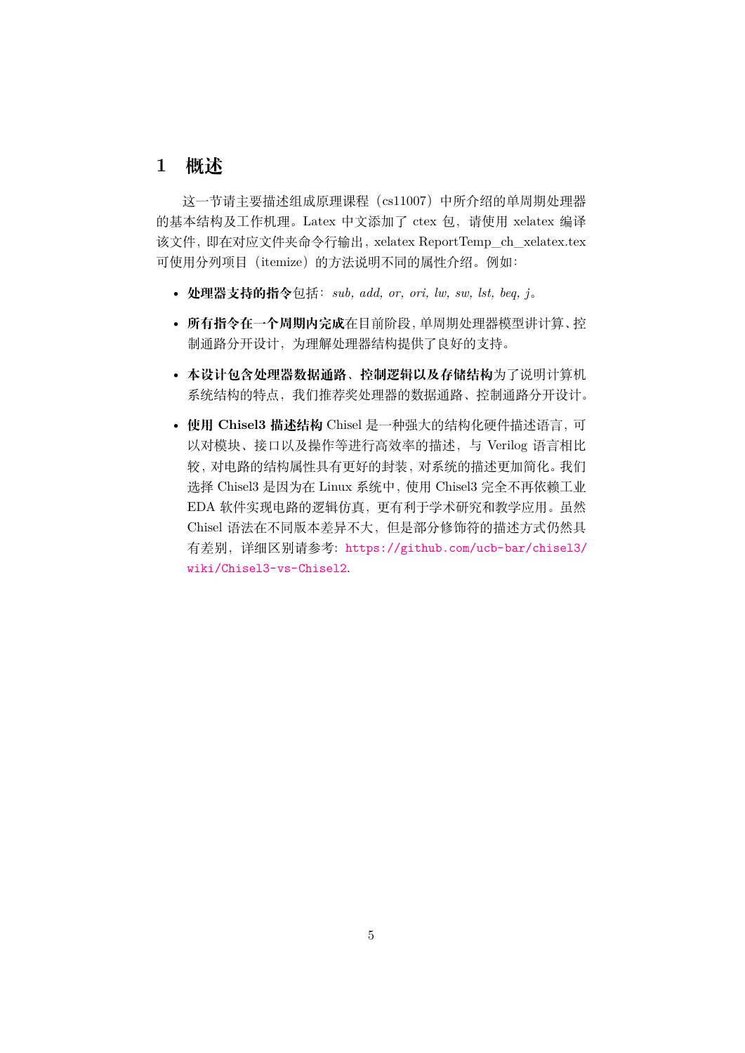# 1 概述

这一节请主要描述组成原理课程（cs11007）中所介绍的单周期处理器的基本结构及工作机理。Latex 中文添加了 ctex 包，请使用 xelatex 编译该文件，即在对应文件夹命令行输出，xelatex ReportTemp_ch_xelatex.tex 可使用分列项目（itemize）的方法说明不同的属性介绍。例如：

- **处理器支持的指令**包括：*sub, add, or, ori, lw, sw, lst, beq, j*。
- **所有指令在一个周期内完成**在目前阶段，单周期处理器模型讲计算、控制通路分开设计，为理解处理器结构提供了良好的支持。
- **本设计包含处理器数据通路、控制逻辑以及存储结构**为了说明计算机系统结构的特点，我们推荐奖处理器的数据通路、控制通路分开设计。
- **使用 Chisel3 描述结构** Chisel 是一种强大的结构化硬件描述语言，可以对模块、接口以及操作等进行高效率的描述，与 Verilog 语言相比较，对电路的结构属性具有更好的封装，对系统的描述更加简化。我们选择 Chisel3 是因为在 Linux 系统中，使用 Chisel3 完全不再依赖工业 EDA 软件实现电路的逻辑仿真，更有利于学术研究和教学应用。虽然 Chisel 语法在不同版本差异不大，但是部分修饰符的描述方式仍然具有差别，详细区别请参考：`https://github.com/ucb-bar/chisel3/wiki/Chisel3-vs-Chisel2`.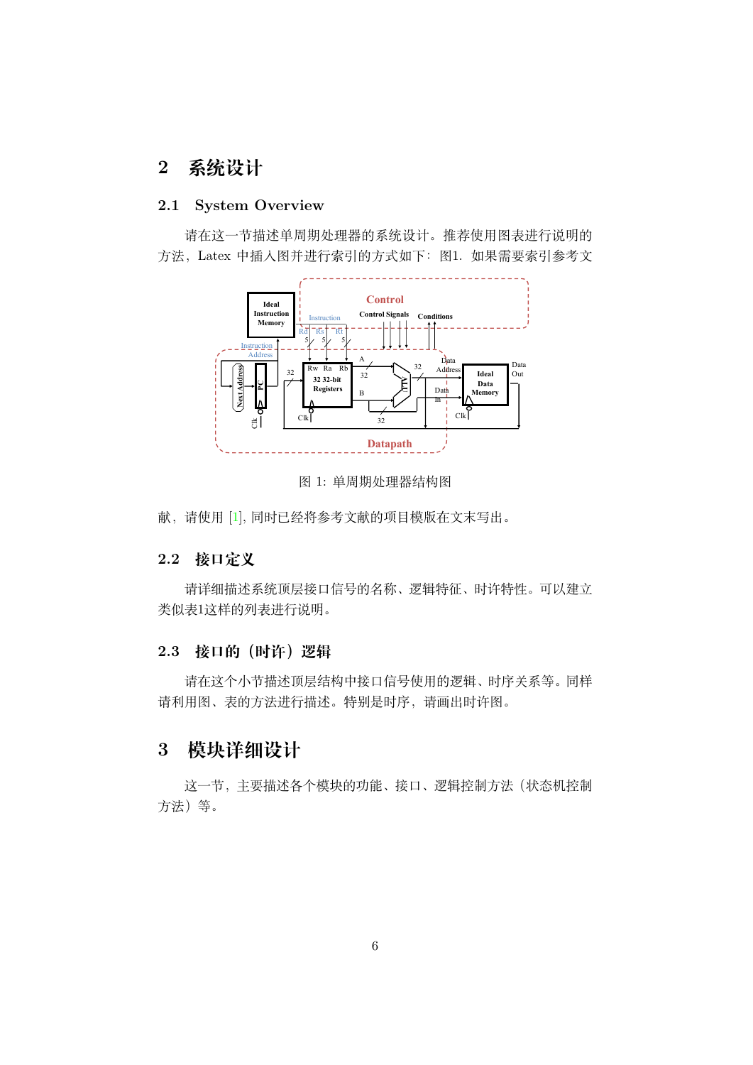## 2 系统设计

### 2.1 System Overview

请在这一节描述单周期处理器的系统设计。推荐使用图表进行说明的方法，Latex 中插入图并进行索引的方式如下：图1. 如果需要索引参考文献，请使用 [1], 同时已经将参考文献的项目模版在文末写出。

图 1: 单周期处理器结构图

### 2.2 接口定义

请详细描述系统顶层接口信号的名称、逻辑特征、时许特性。可以建立类似表1这样的列表进行说明。

### 2.3 接口的（时许）逻辑

请在这个小节描述顶层结构中接口信号使用的逻辑、时序关系等。同样请利用图、表的方法进行描述。特别是时序，请画出时许图。

## 3 模块详细设计

这一节，主要描述各个模块的功能、接口、逻辑控制方法（状态机控制方法）等。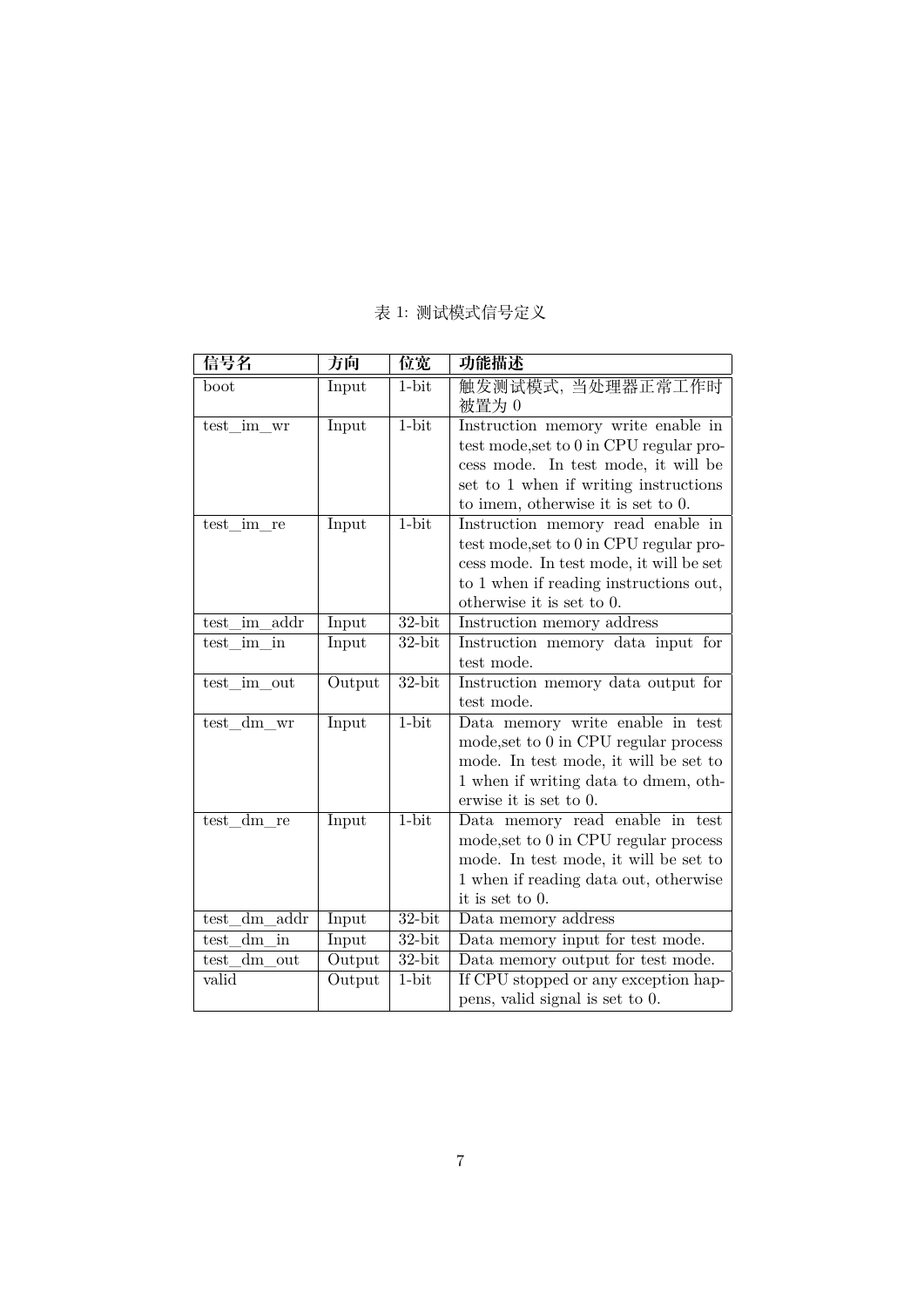表 1: 测试模式信号定义

| 信号名 | 方向 | 位宽 | 功能描述 |
| --- | --- | --- | --- |
| boot | Input | 1-bit | 触发测试模式，当处理器正常工作时被置为 0 |
| test_im_wr | Input | 1-bit | Instruction memory write enable in test mode,set to 0 in CPU regular process mode. In test mode, it will be set to 1 when if writing instructions to imem, otherwise it is set to 0. |
| test_im_re | Input | 1-bit | Instruction memory read enable in test mode,set to 0 in CPU regular process mode. In test mode, it will be set to 1 when if reading instructions out, otherwise it is set to 0. |
| test_im_addr | Input | 32-bit | Instruction memory address |
| test_im_in | Input | 32-bit | Instruction memory data input for test mode. |
| test_im_out | Output | 32-bit | Instruction memory data output for test mode. |
| test_dm_wr | Input | 1-bit | Data memory write enable in test mode,set to 0 in CPU regular process mode. In test mode, it will be set to 1 when if writing data to dmem, otherwise it is set to 0. |
| test_dm_re | Input | 1-bit | Data memory read enable in test mode,set to 0 in CPU regular process mode. In test mode, it will be set to 1 when if reading data out, otherwise it is set to 0. |
| test_dm_addr | Input | 32-bit | Data memory address |
| test_dm_in | Input | 32-bit | Data memory input for test mode. |
| test_dm_out | Output | 32-bit | Data memory output for test mode. |
| valid | Output | 1-bit | If CPU stopped or any exception happens, valid signal is set to 0. |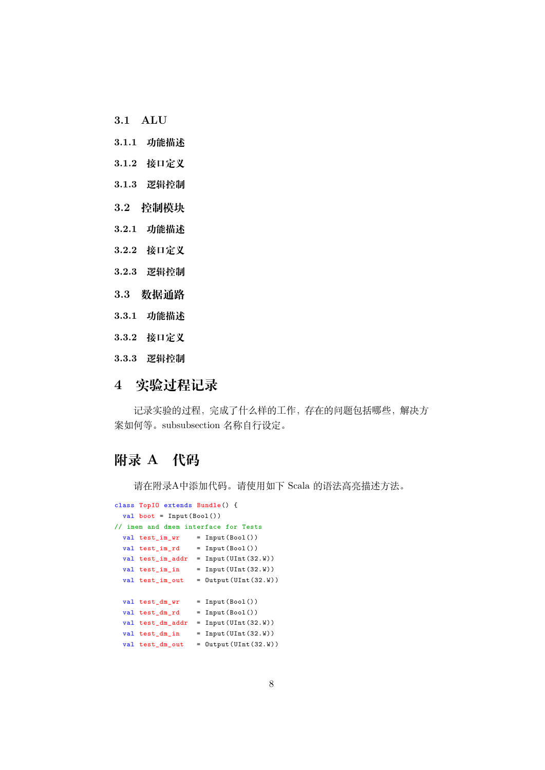## 3.1 ALU

### 3.1.1 功能描述

### 3.1.2 接口定义

### 3.1.3 逻辑控制

## 3.2 控制模块

### 3.2.1 功能描述

### 3.2.2 接口定义

### 3.2.3 逻辑控制

## 3.3 数据通路

### 3.3.1 功能描述

### 3.3.2 接口定义

### 3.3.3 逻辑控制

# 4 实验过程记录

记录实验的过程，完成了什么样的工作，存在的问题包括哪些，解决方案如何等。subsubsection 名称自行设定。

# 附录 A 代码

请在附录A中添加代码。请使用如下 Scala 的语法高亮描述方法。

```scala
class TopIO extends Bundle() {
  val boot = Input(Bool())
// imem and dmem interface for Tests
  val test_im_wr    = Input(Bool())
  val test_im_rd    = Input(Bool())
  val test_im_addr  = Input(UInt(32.W))
  val test_im_in    = Input(UInt(32.W))
  val test_im_out   = Output(UInt(32.W))

  val test_dm_wr    = Input(Bool())
  val test_dm_rd    = Input(Bool())
  val test_dm_addr  = Input(UInt(32.W))
  val test_dm_in    = Input(UInt(32.W))
  val test_dm_out   = Output(UInt(32.W))
```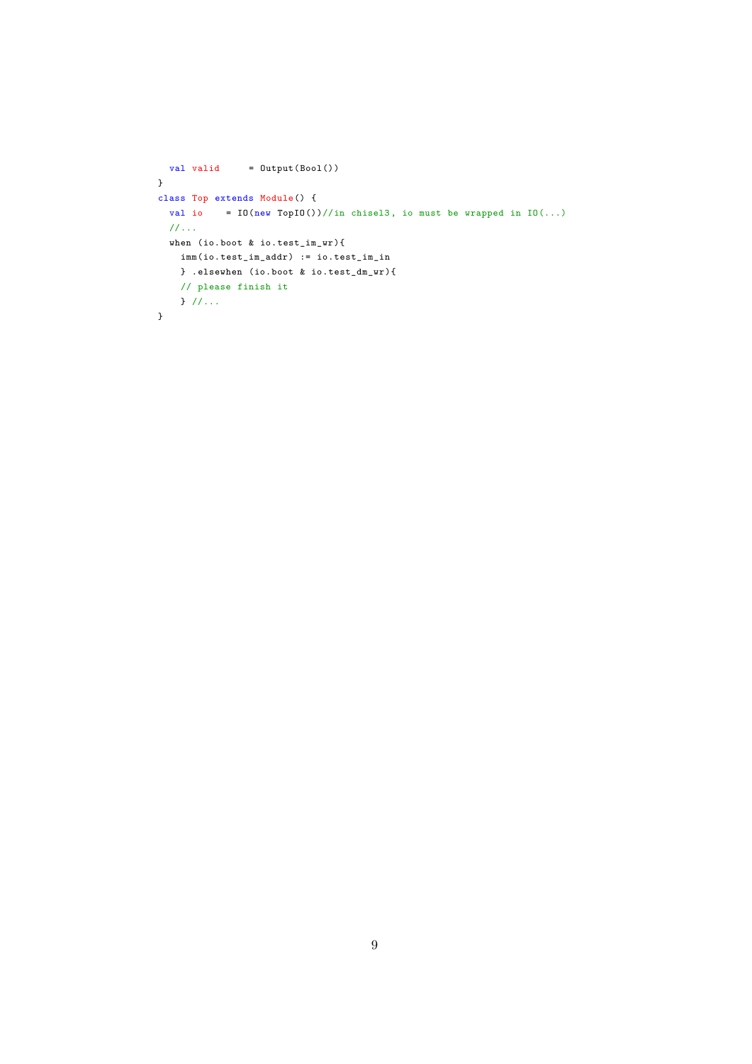```
  val valid     = Output(Bool())
}
class Top extends Module() {
  val io    = IO(new TopIO())//in chisel3, io must be wrapped in IO(...)
  //...
  when (io.boot & io.test_im_wr){
    imm(io.test_im_addr) := io.test_im_in
    } .elsewhen (io.boot & io.test_dm_wr){
    // please finish it
    } //...
}
```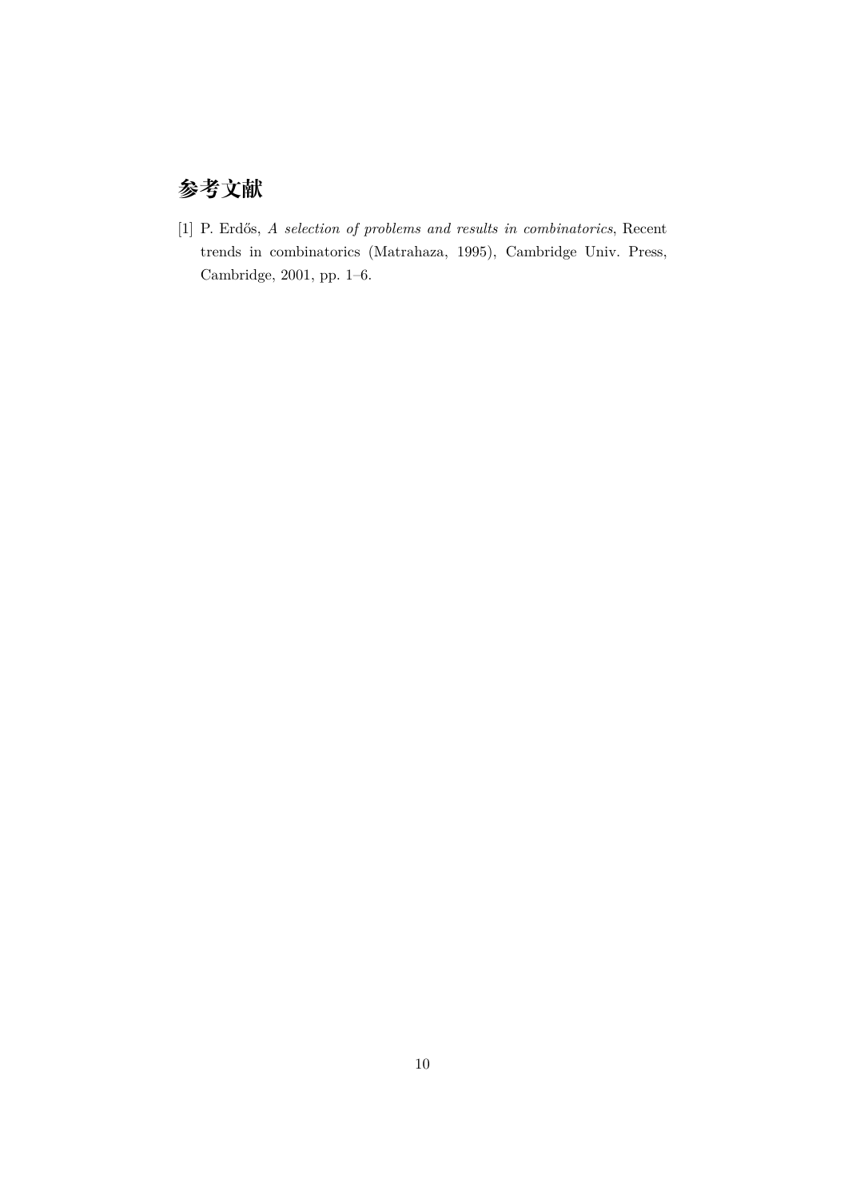# 参考文献

[1] P. Erdős, *A selection of problems and results in combinatorics*, Recent trends in combinatorics (Matrahaza, 1995), Cambridge Univ. Press, Cambridge, 2001, pp. 1–6.